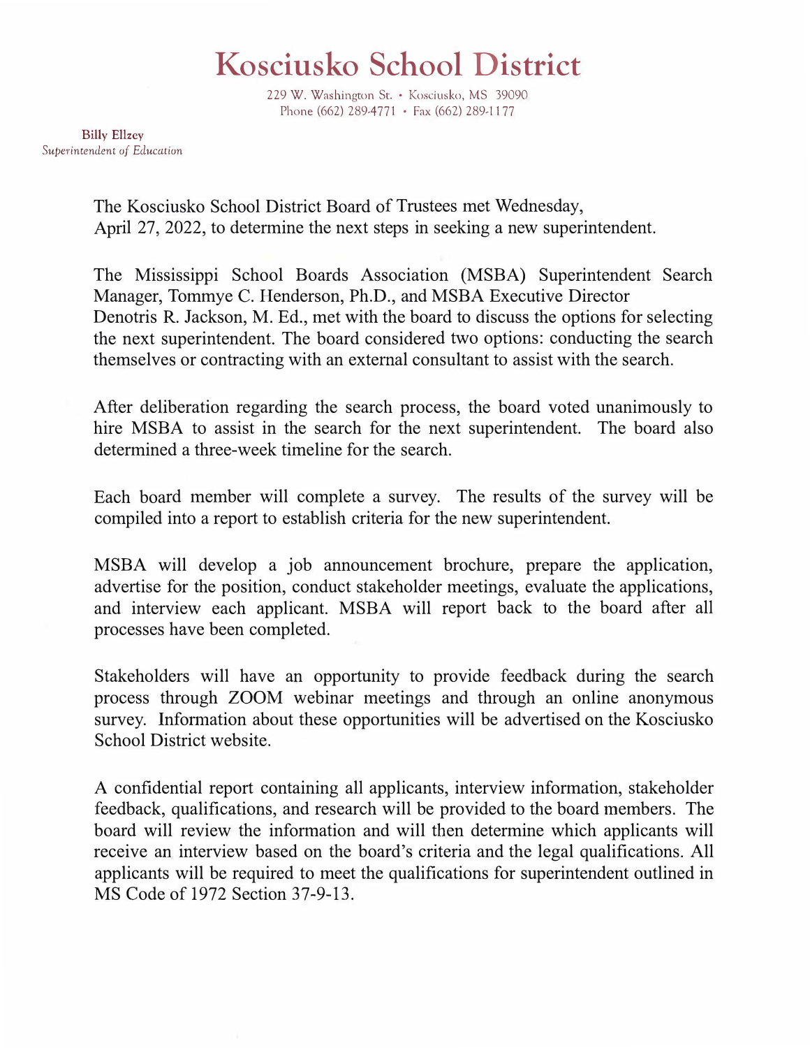# Kosciusko School District

229 W. Washington St. • Kosciusko, MS 39090
Phone (662) 289-4771 • Fax (662) 289-1177

**Billy Ellzey**
*Superintendent of Education*

The Kosciusko School District Board of Trustees met Wednesday, April 27, 2022, to determine the next steps in seeking a new superintendent.

The Mississippi School Boards Association (MSBA) Superintendent Search Manager, Tommye C. Henderson, Ph.D., and MSBA Executive Director Denotris R. Jackson, M. Ed., met with the board to discuss the options for selecting the next superintendent. The board considered two options: conducting the search themselves or contracting with an external consultant to assist with the search.

After deliberation regarding the search process, the board voted unanimously to hire MSBA to assist in the search for the next superintendent. The board also determined a three-week timeline for the search.

Each board member will complete a survey. The results of the survey will be compiled into a report to establish criteria for the new superintendent.

MSBA will develop a job announcement brochure, prepare the application, advertise for the position, conduct stakeholder meetings, evaluate the applications, and interview each applicant. MSBA will report back to the board after all processes have been completed.

Stakeholders will have an opportunity to provide feedback during the search process through ZOOM webinar meetings and through an online anonymous survey. Information about these opportunities will be advertised on the Kosciusko School District website.

A confidential report containing all applicants, interview information, stakeholder feedback, qualifications, and research will be provided to the board members. The board will review the information and will then determine which applicants will receive an interview based on the board's criteria and the legal qualifications. All applicants will be required to meet the qualifications for superintendent outlined in MS Code of 1972 Section 37-9-13.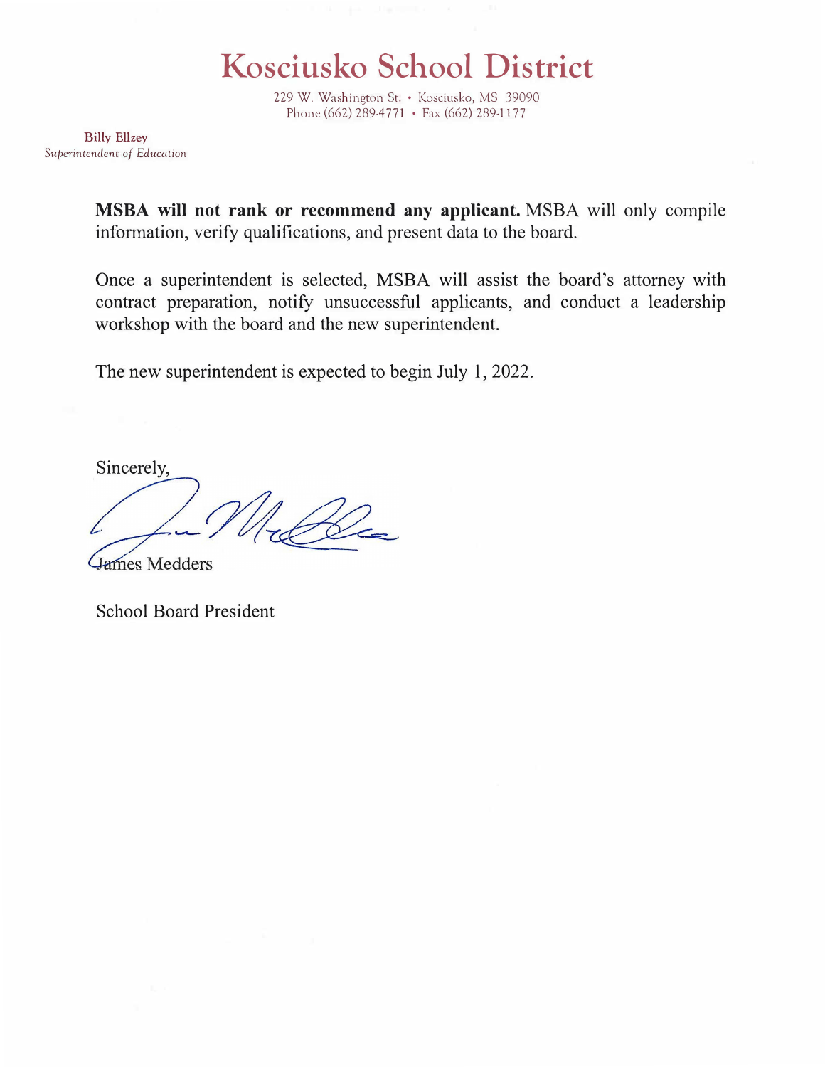# Kosciusko School District

229 W. Washington St. • Kosciusko, MS 39090
Phone (662) 289-4771 • Fax (662) 289-1177

**Billy Ellzey**
*Superintendent of Education*

**MSBA will not rank or recommend any applicant.** MSBA will only compile information, verify qualifications, and present data to the board.

Once a superintendent is selected, MSBA will assist the board's attorney with contract preparation, notify unsuccessful applicants, and conduct a leadership workshop with the board and the new superintendent.

The new superintendent is expected to begin July 1, 2022.

Sincerely,

James Medders

School Board President